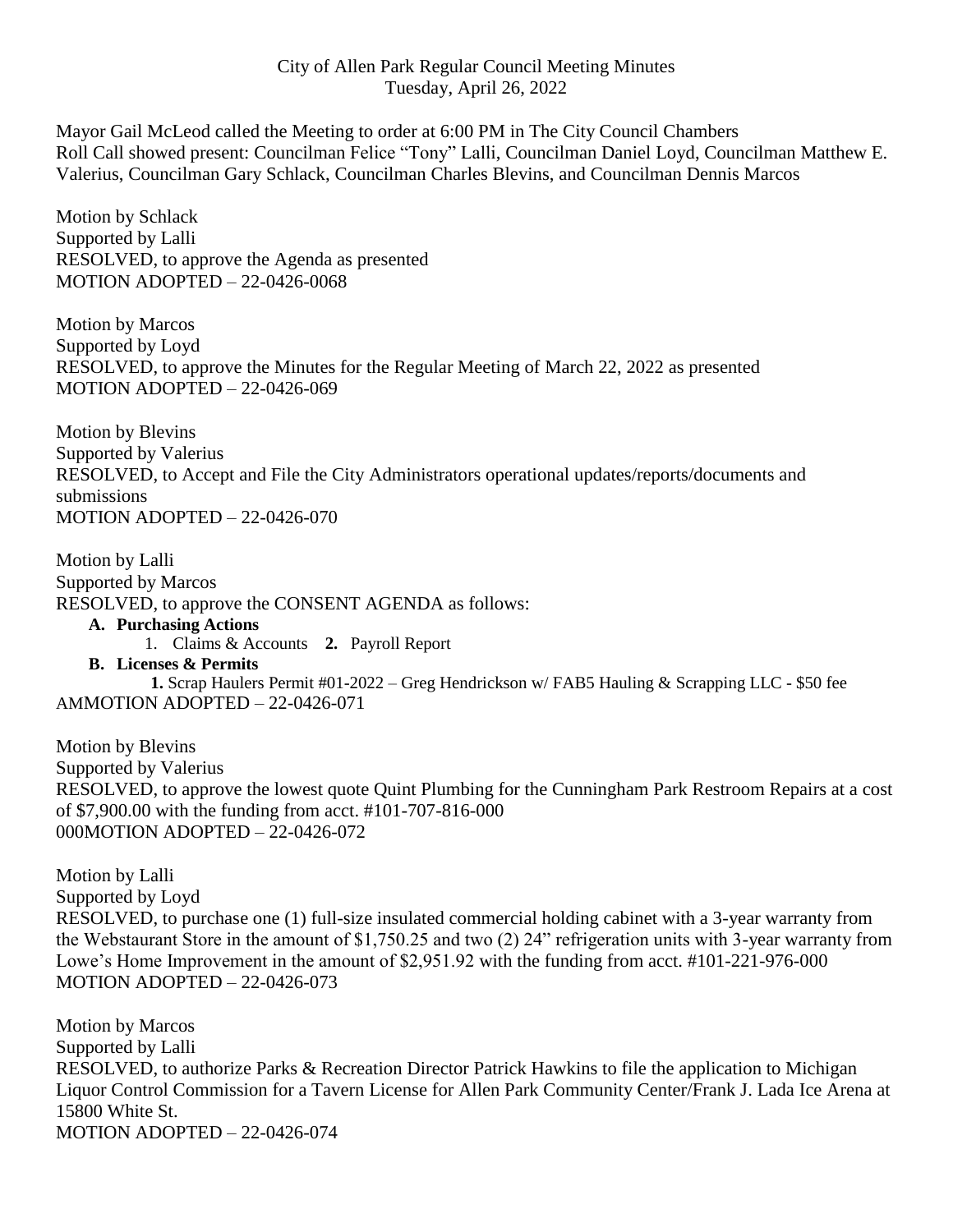City of Allen Park Regular Council Meeting Minutes
Tuesday, April 26, 2022

Mayor Gail McLeod called the Meeting to order at 6:00 PM in The City Council Chambers
Roll Call showed present: Councilman Felice "Tony" Lalli, Councilman Daniel Loyd, Councilman Matthew E. Valerius, Councilman Gary Schlack, Councilman Charles Blevins, and Councilman Dennis Marcos

Motion by Schlack
Supported by Lalli
RESOLVED, to approve the Agenda as presented
MOTION ADOPTED – 22-0426-0068

Motion by Marcos
Supported by Loyd
RESOLVED, to approve the Minutes for the Regular Meeting of March 22, 2022 as presented
MOTION ADOPTED – 22-0426-069

Motion by Blevins
Supported by Valerius
RESOLVED, to Accept and File the City Administrators operational updates/reports/documents and submissions
MOTION ADOPTED – 22-0426-070

Motion by Lalli
Supported by Marcos
RESOLVED, to approve the CONSENT AGENDA as follows:

**A. Purchasing Actions**
1. Claims & Accounts **2.** Payroll Report

**B. Licenses & Permits**
**1.** Scrap Haulers Permit #01-2022 – Greg Hendrickson w/ FAB5 Hauling & Scrapping LLC - $50 fee

AMMOTION ADOPTED – 22-0426-071

Motion by Blevins
Supported by Valerius
RESOLVED, to approve the lowest quote Quint Plumbing for the Cunningham Park Restroom Repairs at a cost of $7,900.00 with the funding from acct. #101-707-816-000
000MOTION ADOPTED – 22-0426-072

Motion by Lalli
Supported by Loyd
RESOLVED, to purchase one (1) full-size insulated commercial holding cabinet with a 3-year warranty from the Webstaurant Store in the amount of $1,750.25 and two (2) 24" refrigeration units with 3-year warranty from Lowe's Home Improvement in the amount of $2,951.92 with the funding from acct. #101-221-976-000
MOTION ADOPTED – 22-0426-073

Motion by Marcos
Supported by Lalli
RESOLVED, to authorize Parks & Recreation Director Patrick Hawkins to file the application to Michigan Liquor Control Commission for a Tavern License for Allen Park Community Center/Frank J. Lada Ice Arena at 15800 White St.
MOTION ADOPTED – 22-0426-074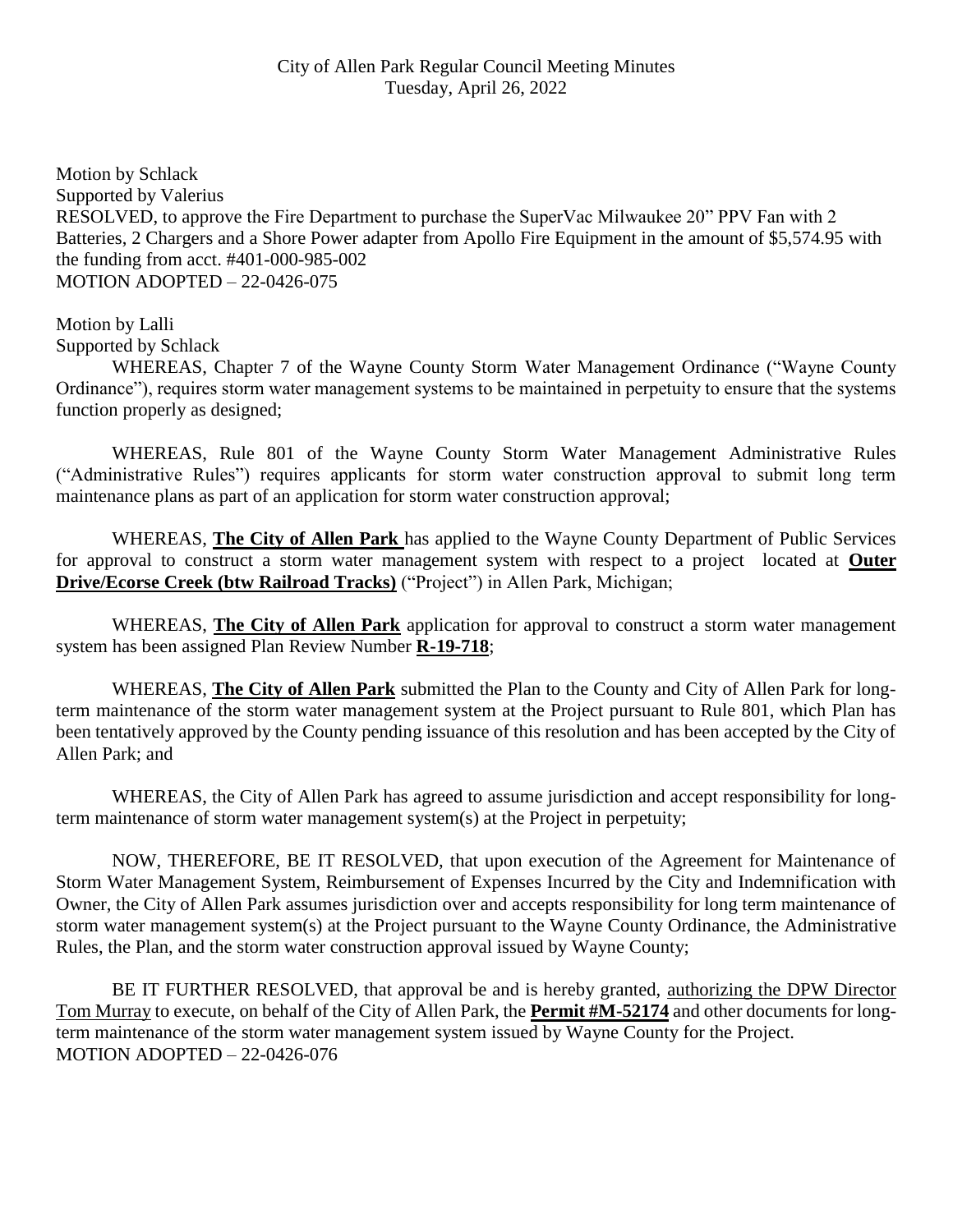Motion by Schlack
Supported by Valerius
RESOLVED, to approve the Fire Department to purchase the SuperVac Milwaukee 20" PPV Fan with 2 Batteries, 2 Chargers and a Shore Power adapter from Apollo Fire Equipment in the amount of $5,574.95 with the funding from acct. #401-000-985-002
MOTION ADOPTED – 22-0426-075

Motion by Lalli
Supported by Schlack

WHEREAS, Chapter 7 of the Wayne County Storm Water Management Ordinance ("Wayne County Ordinance"), requires storm water management systems to be maintained in perpetuity to ensure that the systems function properly as designed;

WHEREAS, Rule 801 of the Wayne County Storm Water Management Administrative Rules ("Administrative Rules") requires applicants for storm water construction approval to submit long term maintenance plans as part of an application for storm water construction approval;

WHEREAS, **The City of Allen Park** has applied to the Wayne County Department of Public Services for approval to construct a storm water management system with respect to a project located at **Outer Drive/Ecorse Creek (btw Railroad Tracks)** ("Project") in Allen Park, Michigan;

WHEREAS, **The City of Allen Park** application for approval to construct a storm water management system has been assigned Plan Review Number **R-19-718**;

WHEREAS, **The City of Allen Park** submitted the Plan to the County and City of Allen Park for long-term maintenance of the storm water management system at the Project pursuant to Rule 801, which Plan has been tentatively approved by the County pending issuance of this resolution and has been accepted by the City of Allen Park; and

WHEREAS, the City of Allen Park has agreed to assume jurisdiction and accept responsibility for long-term maintenance of storm water management system(s) at the Project in perpetuity;

NOW, THEREFORE, BE IT RESOLVED, that upon execution of the Agreement for Maintenance of Storm Water Management System, Reimbursement of Expenses Incurred by the City and Indemnification with Owner, the City of Allen Park assumes jurisdiction over and accepts responsibility for long term maintenance of storm water management system(s) at the Project pursuant to the Wayne County Ordinance, the Administrative Rules, the Plan, and the storm water construction approval issued by Wayne County;

BE IT FURTHER RESOLVED, that approval be and is hereby granted, authorizing the DPW Director Tom Murray to execute, on behalf of the City of Allen Park, the **Permit #M-52174** and other documents for long-term maintenance of the storm water management system issued by Wayne County for the Project.
MOTION ADOPTED – 22-0426-076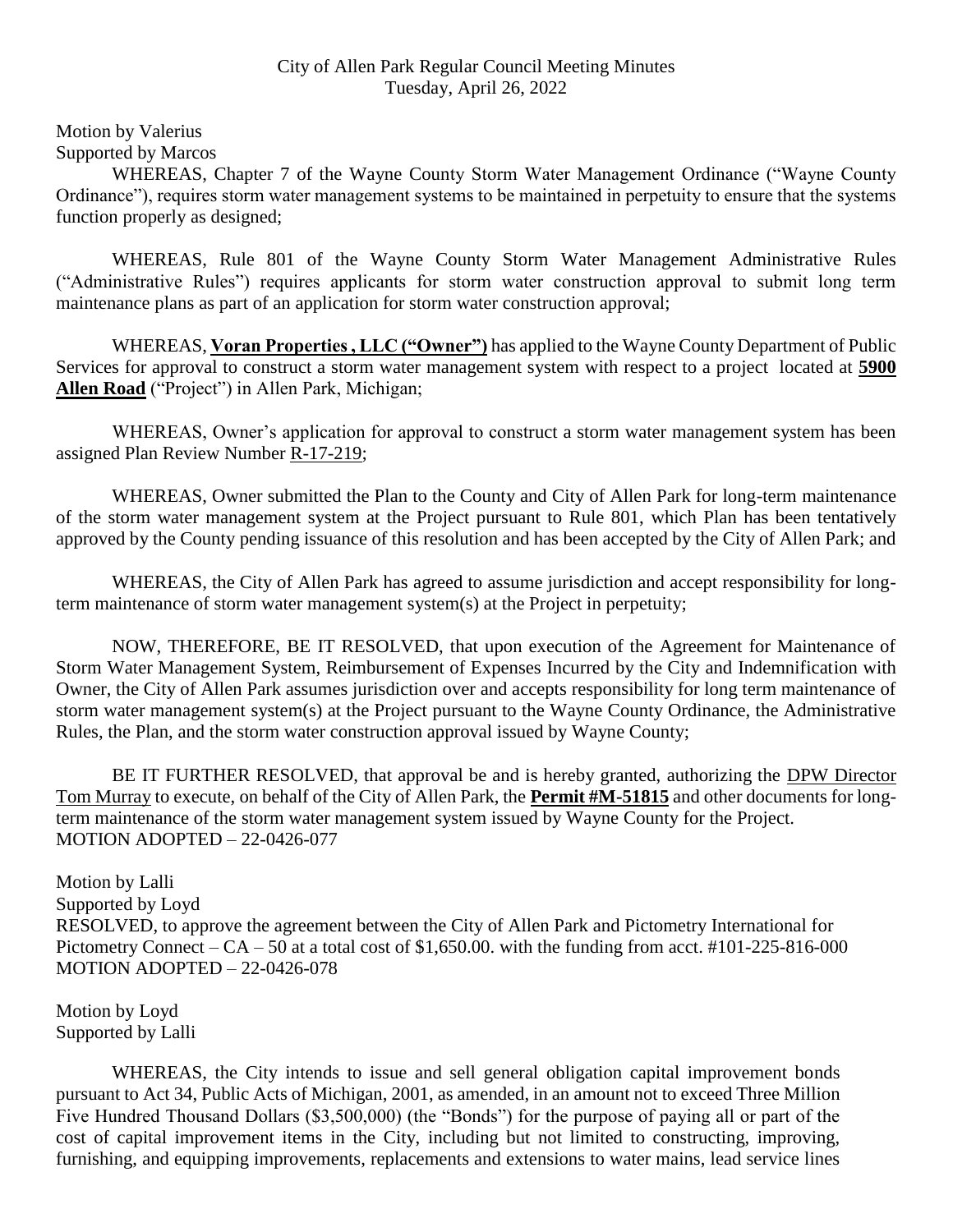City of Allen Park Regular Council Meeting Minutes
Tuesday, April 26, 2022

Motion by Valerius
Supported by Marcos

WHEREAS, Chapter 7 of the Wayne County Storm Water Management Ordinance ("Wayne County Ordinance"), requires storm water management systems to be maintained in perpetuity to ensure that the systems function properly as designed;

WHEREAS, Rule 801 of the Wayne County Storm Water Management Administrative Rules ("Administrative Rules") requires applicants for storm water construction approval to submit long term maintenance plans as part of an application for storm water construction approval;

WHEREAS, **Voran Properties , LLC ("Owner")** has applied to the Wayne County Department of Public Services for approval to construct a storm water management system with respect to a project located at **5900 Allen Road** ("Project") in Allen Park, Michigan;

WHEREAS, Owner's application for approval to construct a storm water management system has been assigned Plan Review Number R-17-219;

WHEREAS, Owner submitted the Plan to the County and City of Allen Park for long-term maintenance of the storm water management system at the Project pursuant to Rule 801, which Plan has been tentatively approved by the County pending issuance of this resolution and has been accepted by the City of Allen Park; and

WHEREAS, the City of Allen Park has agreed to assume jurisdiction and accept responsibility for long-term maintenance of storm water management system(s) at the Project in perpetuity;

NOW, THEREFORE, BE IT RESOLVED, that upon execution of the Agreement for Maintenance of Storm Water Management System, Reimbursement of Expenses Incurred by the City and Indemnification with Owner, the City of Allen Park assumes jurisdiction over and accepts responsibility for long term maintenance of storm water management system(s) at the Project pursuant to the Wayne County Ordinance, the Administrative Rules, the Plan, and the storm water construction approval issued by Wayne County;

BE IT FURTHER RESOLVED, that approval be and is hereby granted, authorizing the DPW Director Tom Murray to execute, on behalf of the City of Allen Park, the **Permit #M-51815** and other documents for long-term maintenance of the storm water management system issued by Wayne County for the Project.
MOTION ADOPTED – 22-0426-077

Motion by Lalli
Supported by Loyd
RESOLVED, to approve the agreement between the City of Allen Park and Pictometry International for Pictometry Connect – CA – 50 at a total cost of $1,650.00. with the funding from acct. #101-225-816-000
MOTION ADOPTED – 22-0426-078

Motion by Loyd
Supported by Lalli

WHEREAS, the City intends to issue and sell general obligation capital improvement bonds pursuant to Act 34, Public Acts of Michigan, 2001, as amended, in an amount not to exceed Three Million Five Hundred Thousand Dollars ($3,500,000) (the "Bonds") for the purpose of paying all or part of the cost of capital improvement items in the City, including but not limited to constructing, improving, furnishing, and equipping improvements, replacements and extensions to water mains, lead service lines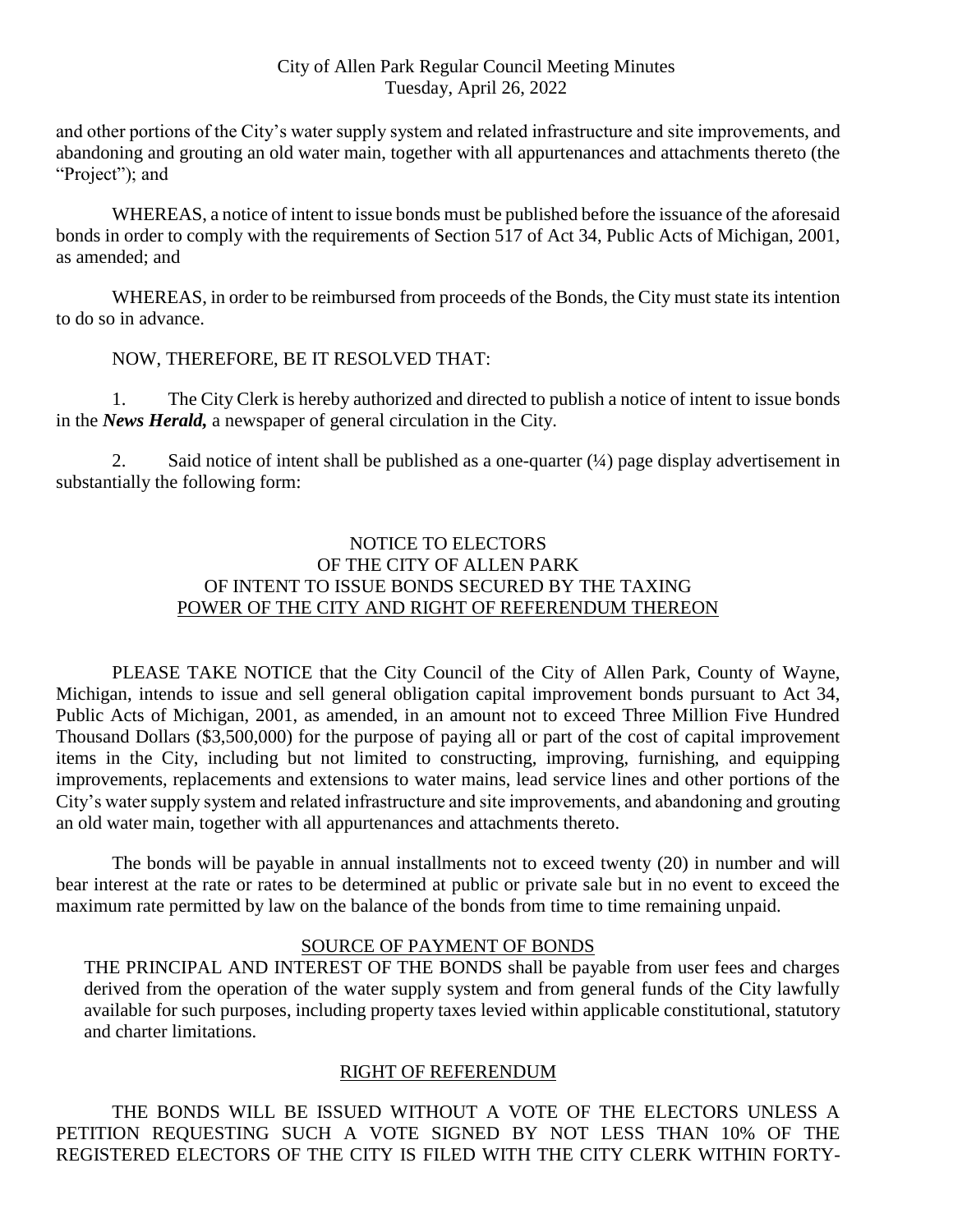and other portions of the City's water supply system and related infrastructure and site improvements, and abandoning and grouting an old water main, together with all appurtenances and attachments thereto (the "Project"); and

WHEREAS, a notice of intent to issue bonds must be published before the issuance of the aforesaid bonds in order to comply with the requirements of Section 517 of Act 34, Public Acts of Michigan, 2001, as amended; and

WHEREAS, in order to be reimbursed from proceeds of the Bonds, the City must state its intention to do so in advance.

NOW, THEREFORE, BE IT RESOLVED THAT:

1. The City Clerk is hereby authorized and directed to publish a notice of intent to issue bonds in the ***News Herald,*** a newspaper of general circulation in the City.

2. Said notice of intent shall be published as a one-quarter (¼) page display advertisement in substantially the following form:

NOTICE TO ELECTORS
OF THE CITY OF ALLEN PARK
OF INTENT TO ISSUE BONDS SECURED BY THE TAXING
POWER OF THE CITY AND RIGHT OF REFERENDUM THEREON

PLEASE TAKE NOTICE that the City Council of the City of Allen Park, County of Wayne, Michigan, intends to issue and sell general obligation capital improvement bonds pursuant to Act 34, Public Acts of Michigan, 2001, as amended, in an amount not to exceed Three Million Five Hundred Thousand Dollars ($3,500,000) for the purpose of paying all or part of the cost of capital improvement items in the City, including but not limited to constructing, improving, furnishing, and equipping improvements, replacements and extensions to water mains, lead service lines and other portions of the City's water supply system and related infrastructure and site improvements, and abandoning and grouting an old water main, together with all appurtenances and attachments thereto.

The bonds will be payable in annual installments not to exceed twenty (20) in number and will bear interest at the rate or rates to be determined at public or private sale but in no event to exceed the maximum rate permitted by law on the balance of the bonds from time to time remaining unpaid.

SOURCE OF PAYMENT OF BONDS

THE PRINCIPAL AND INTEREST OF THE BONDS shall be payable from user fees and charges derived from the operation of the water supply system and from general funds of the City lawfully available for such purposes, including property taxes levied within applicable constitutional, statutory and charter limitations.

RIGHT OF REFERENDUM

THE BONDS WILL BE ISSUED WITHOUT A VOTE OF THE ELECTORS UNLESS A PETITION REQUESTING SUCH A VOTE SIGNED BY NOT LESS THAN 10% OF THE REGISTERED ELECTORS OF THE CITY IS FILED WITH THE CITY CLERK WITHIN FORTY-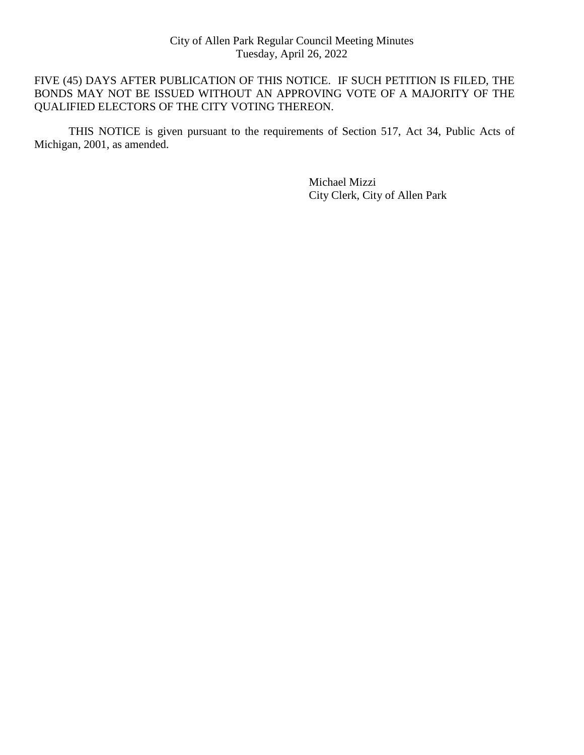FIVE (45) DAYS AFTER PUBLICATION OF THIS NOTICE. IF SUCH PETITION IS FILED, THE BONDS MAY NOT BE ISSUED WITHOUT AN APPROVING VOTE OF A MAJORITY OF THE QUALIFIED ELECTORS OF THE CITY VOTING THEREON.

THIS NOTICE is given pursuant to the requirements of Section 517, Act 34, Public Acts of Michigan, 2001, as amended.

Michael Mizzi
City Clerk, City of Allen Park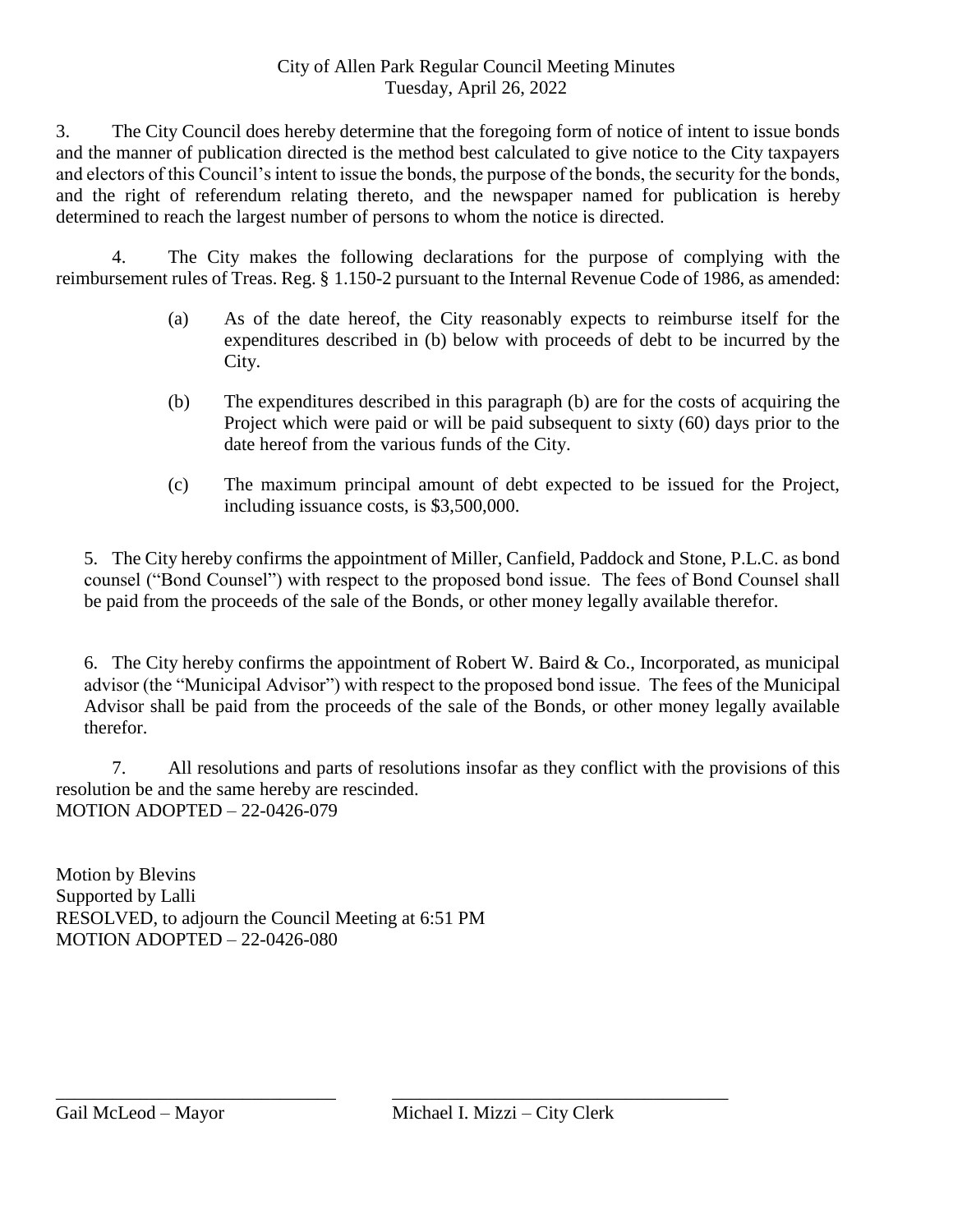3. The City Council does hereby determine that the foregoing form of notice of intent to issue bonds and the manner of publication directed is the method best calculated to give notice to the City taxpayers and electors of this Council's intent to issue the bonds, the purpose of the bonds, the security for the bonds, and the right of referendum relating thereto, and the newspaper named for publication is hereby determined to reach the largest number of persons to whom the notice is directed.

4. The City makes the following declarations for the purpose of complying with the reimbursement rules of Treas. Reg. § 1.150-2 pursuant to the Internal Revenue Code of 1986, as amended:

(a) As of the date hereof, the City reasonably expects to reimburse itself for the expenditures described in (b) below with proceeds of debt to be incurred by the City.

(b) The expenditures described in this paragraph (b) are for the costs of acquiring the Project which were paid or will be paid subsequent to sixty (60) days prior to the date hereof from the various funds of the City.

(c) The maximum principal amount of debt expected to be issued for the Project, including issuance costs, is $3,500,000.

5. The City hereby confirms the appointment of Miller, Canfield, Paddock and Stone, P.L.C. as bond counsel ("Bond Counsel") with respect to the proposed bond issue. The fees of Bond Counsel shall be paid from the proceeds of the sale of the Bonds, or other money legally available therefor.

6. The City hereby confirms the appointment of Robert W. Baird & Co., Incorporated, as municipal advisor (the "Municipal Advisor") with respect to the proposed bond issue. The fees of the Municipal Advisor shall be paid from the proceeds of the sale of the Bonds, or other money legally available therefor.

7. All resolutions and parts of resolutions insofar as they conflict with the provisions of this resolution be and the same hereby are rescinded.
MOTION ADOPTED – 22-0426-079

Motion by Blevins
Supported by Lalli
RESOLVED, to adjourn the Council Meeting at 6:51 PM
MOTION ADOPTED – 22-0426-080

\_\_\_\_\_\_\_\_\_\_\_\_\_\_\_\_\_\_\_\_\_\_\_\_\_\_\_\_\_\_
Gail McLeod – Mayor

\_\_\_\_\_\_\_\_\_\_\_\_\_\_\_\_\_\_\_\_\_\_\_\_\_\_\_\_\_\_
Michael I. Mizzi – City Clerk